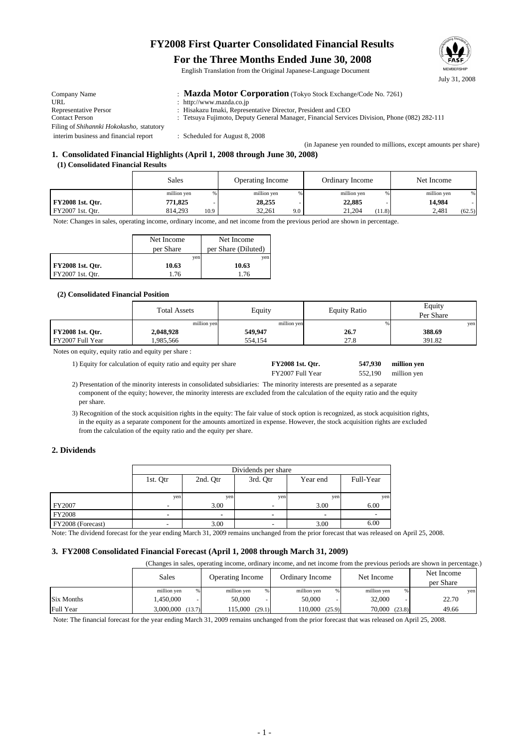# FY2008 First Quarter Consolidated Financial Results

## For the Three Months Ended June 30, 2008

English Translation from the Original Japanese-Language Document

July 31, 2008

| | |
|---|---|
| Company Name | : **Mazda Motor Corporation** (Tokyo Stock Exchange/Code No. 7261) |
| URL | : http://www.mazda.co.jp |
| Representative Persor | : Hisakazu Imaki, Representative Director, President and CEO |
| Contact Person | : Tetsuya Fujimoto, Deputy General Manager, Financial Services Division, Phone (082) 282-111 |
| Filing of *Shihannki Hokokusho,* statutory interim business and financial report | : Scheduled for August 8, 2008 |

(in Japanese yen rounded to millions, except amounts per share)

### 1. Consolidated Financial Highlights (April 1, 2008 through June 30, 2008)

#### (1) Consolidated Financial Results

| | Sales | | Operating Income | | Ordinary Income | | Net Income | |
|---|---|---|---|---|---|---|---|---|
| | million yen | % | million yen | % | million yen | % | million yen | % |
| **FY2008 1st. Qtr.** | **771,825** | - | **28,255** | - | **22,885** | - | **14,984** | - |
| FY2007 1st. Qtr. | 814,293 | 10.9 | 32,261 | 9.0 | 21,204 | (11.8) | 2,481 | (62.5) |

Note: Changes in sales, operating income, ordinary income, and net income from the previous period are shown in percentage.

| | Net Income per Share | Net Income per Share (Diluted) |
|---|---|---|
| | yen | yen |
| **FY2008 1st. Qtr.** | **10.63** | **10.63** |
| FY2007 1st. Qtr. | 1.76 | 1.76 |

#### (2) Consolidated Financial Position

| | Total Assets | Equity | Equity Ratio | Equity Per Share |
|---|---|---|---|---|
| | million yen | million yen | % | yen |
| **FY2008 1st. Qtr.** | **2,048,928** | **549,947** | **26.7** | **388.69** |
| FY2007 Full Year | 1,985,566 | 554,154 | 27.8 | 391.82 |

Notes on equity, equity ratio and equity per share :

1) Equity for calculation of equity ratio and equity per share

| | | |
|---|---|---|
| **FY2008 1st. Qtr.** | **547,930** | **million yen** |
| FY2007 Full Year | 552,190 | million yen |

2) Presentation of the minority interests in consolidated subsidiaries: The minority interests are presented as a separate component of the equity; however, the minority interests are excluded from the calculation of the equity ratio and the equity per share.

3) Recognition of the stock acquisition rights in the equity: The fair value of stock option is recognized, as stock acquisition rights, in the equity as a separate component for the amounts amortized in expense. However, the stock acquisition rights are excluded from the calculation of the equity ratio and the equity per share.

### 2. Dividends

| | Dividends per share | | | | |
|---|---|---|---|---|---|
| | 1st. Qtr | 2nd. Qtr | 3rd. Qtr | Year end | Full-Year |
| | yen | yen | yen | yen | yen |
| FY2007 | - | 3.00 | - | 3.00 | 6.00 |
| FY2008 | - | - | - | - | - |
| FY2008 (Forecast) | - | 3.00 | - | 3.00 | 6.00 |

Note: The dividend forecast for the year ending March 31, 2009 remains unchanged from the prior forecast that was released on April 25, 2008.

### 3. FY2008 Consolidated Financial Forecast (April 1, 2008 through March 31, 2009)

(Changes in sales, operating income, ordinary income, and net income from the previous periods are shown in percentage.)

| | Sales | | Operating Income | | Ordinary Income | | Net Income | | Net Income per Share |
|---|---|---|---|---|---|---|---|---|---|
| | million yen | % | million yen | % | million yen | % | million yen | % | yen |
| Six Months | 1,450,000 | - | 50,000 | - | 50,000 | - | 32,000 | - | 22.70 |
| Full Year | 3,000,000 | (13.7) | 115,000 | (29.1) | 110,000 | (25.9) | 70,000 | (23.8) | 49.66 |

Note: The financial forecast for the year ending March 31, 2009 remains unchanged from the prior forecast that was released on April 25, 2008.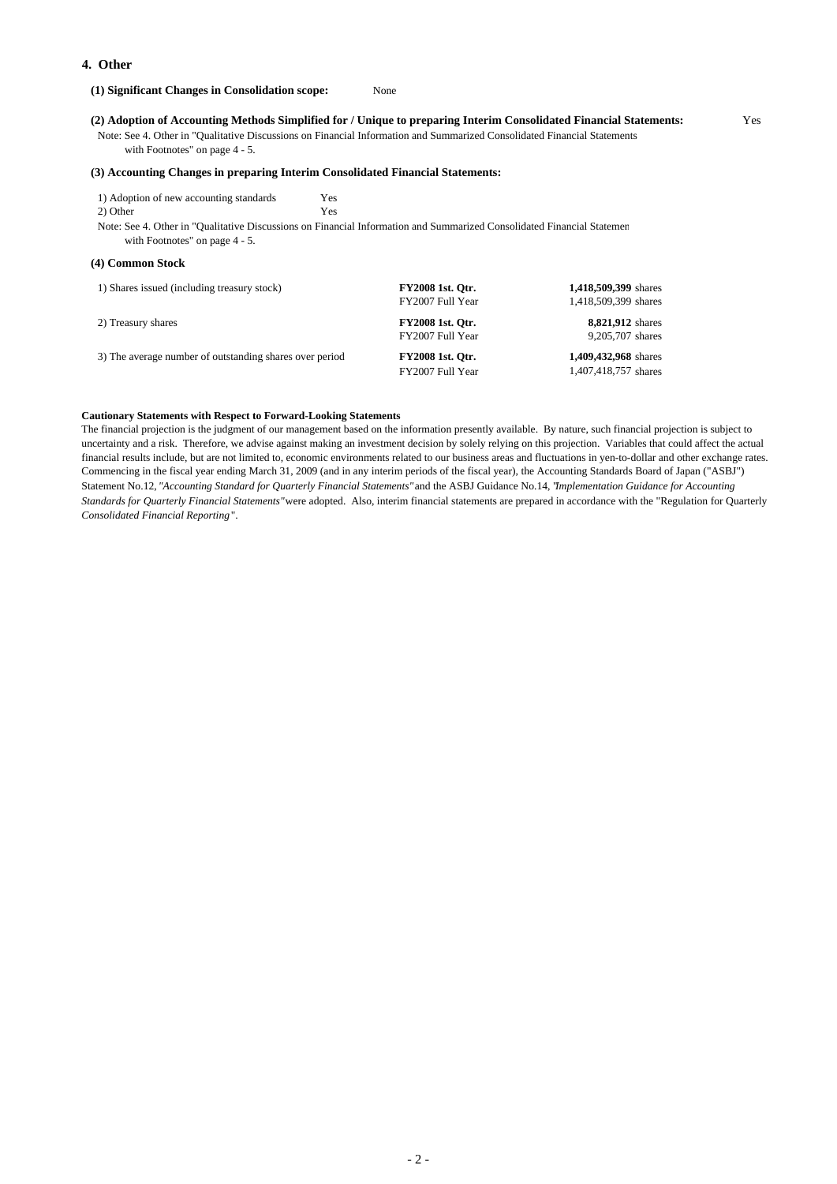## 4. Other

**(1) Significant Changes in Consolidation scope:** None

**(2) Adoption of Accounting Methods Simplified for / Unique to preparing Interim Consolidated Financial Statements:** Yes

Note: See 4. Other in "Qualitative Discussions on Financial Information and Summarized Consolidated Financial Statements with Footnotes" on page 4 - 5.

**(3) Accounting Changes in preparing Interim Consolidated Financial Statements:**

1) Adoption of new accounting standards Yes
2) Other Yes

Note: See 4. Other in "Qualitative Discussions on Financial Information and Summarized Consolidated Financial Statemen with Footnotes" on page 4 - 5.

**(4) Common Stock**

| | | |
|---|---|---|
| 1) Shares issued (including treasury stock) | **FY2008 1st. Qtr.** | **1,418,509,399** shares |
| | FY2007 Full Year | 1,418,509,399 shares |
| 2) Treasury shares | **FY2008 1st. Qtr.** | **8,821,912** shares |
| | FY2007 Full Year | 9,205,707 shares |
| 3) The average number of outstanding shares over period | **FY2008 1st. Qtr.** | **1,409,432,968** shares |
| | FY2007 Full Year | 1,407,418,757 shares |

**Cautionary Statements with Respect to Forward-Looking Statements**

The financial projection is the judgment of our management based on the information presently available. By nature, such financial projection is subject to uncertainty and a risk. Therefore, we advise against making an investment decision by solely relying on this projection. Variables that could affect the actual financial results include, but are not limited to, economic environments related to our business areas and fluctuations in yen-to-dollar and other exchange rates. Commencing in the fiscal year ending March 31, 2009 (and in any interim periods of the fiscal year), the Accounting Standards Board of Japan ("ASBJ") Statement No.12, *"Accounting Standard for Quarterly Financial Statements"* and the ASBJ Guidance No.14, *"Implementation Guidance for Accounting Standards for Quarterly Financial Statements"* were adopted. Also, interim financial statements are prepared in accordance with the "Regulation for Quarterly *Consolidated Financial Reporting"*.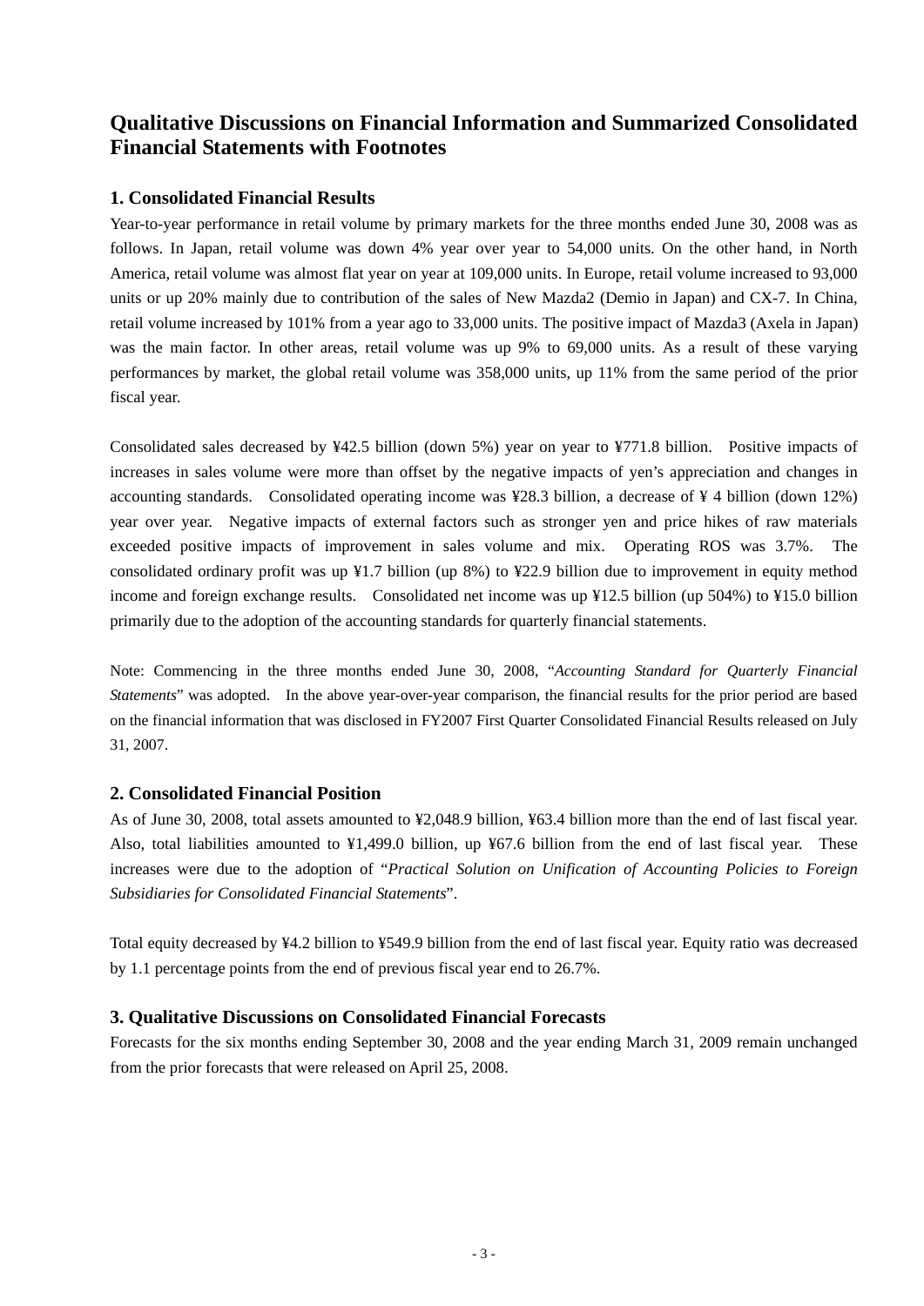# Qualitative Discussions on Financial Information and Summarized Consolidated Financial Statements with Footnotes

## 1. Consolidated Financial Results

Year-to-year performance in retail volume by primary markets for the three months ended June 30, 2008 was as follows. In Japan, retail volume was down 4% year over year to 54,000 units. On the other hand, in North America, retail volume was almost flat year on year at 109,000 units. In Europe, retail volume increased to 93,000 units or up 20% mainly due to contribution of the sales of New Mazda2 (Demio in Japan) and CX-7. In China, retail volume increased by 101% from a year ago to 33,000 units. The positive impact of Mazda3 (Axela in Japan) was the main factor. In other areas, retail volume was up 9% to 69,000 units. As a result of these varying performances by market, the global retail volume was 358,000 units, up 11% from the same period of the prior fiscal year.

Consolidated sales decreased by ¥42.5 billion (down 5%) year on year to ¥771.8 billion. Positive impacts of increases in sales volume were more than offset by the negative impacts of yen's appreciation and changes in accounting standards. Consolidated operating income was ¥28.3 billion, a decrease of ¥ 4 billion (down 12%) year over year. Negative impacts of external factors such as stronger yen and price hikes of raw materials exceeded positive impacts of improvement in sales volume and mix. Operating ROS was 3.7%. The consolidated ordinary profit was up ¥1.7 billion (up 8%) to ¥22.9 billion due to improvement in equity method income and foreign exchange results. Consolidated net income was up ¥12.5 billion (up 504%) to ¥15.0 billion primarily due to the adoption of the accounting standards for quarterly financial statements.

Note: Commencing in the three months ended June 30, 2008, "*Accounting Standard for Quarterly Financial Statements*" was adopted. In the above year-over-year comparison, the financial results for the prior period are based on the financial information that was disclosed in FY2007 First Quarter Consolidated Financial Results released on July 31, 2007.

## 2. Consolidated Financial Position

As of June 30, 2008, total assets amounted to ¥2,048.9 billion, ¥63.4 billion more than the end of last fiscal year. Also, total liabilities amounted to ¥1,499.0 billion, up ¥67.6 billion from the end of last fiscal year. These increases were due to the adoption of "*Practical Solution on Unification of Accounting Policies to Foreign Subsidiaries for Consolidated Financial Statements*".

Total equity decreased by ¥4.2 billion to ¥549.9 billion from the end of last fiscal year. Equity ratio was decreased by 1.1 percentage points from the end of previous fiscal year end to 26.7%.

## 3. Qualitative Discussions on Consolidated Financial Forecasts

Forecasts for the six months ending September 30, 2008 and the year ending March 31, 2009 remain unchanged from the prior forecasts that were released on April 25, 2008.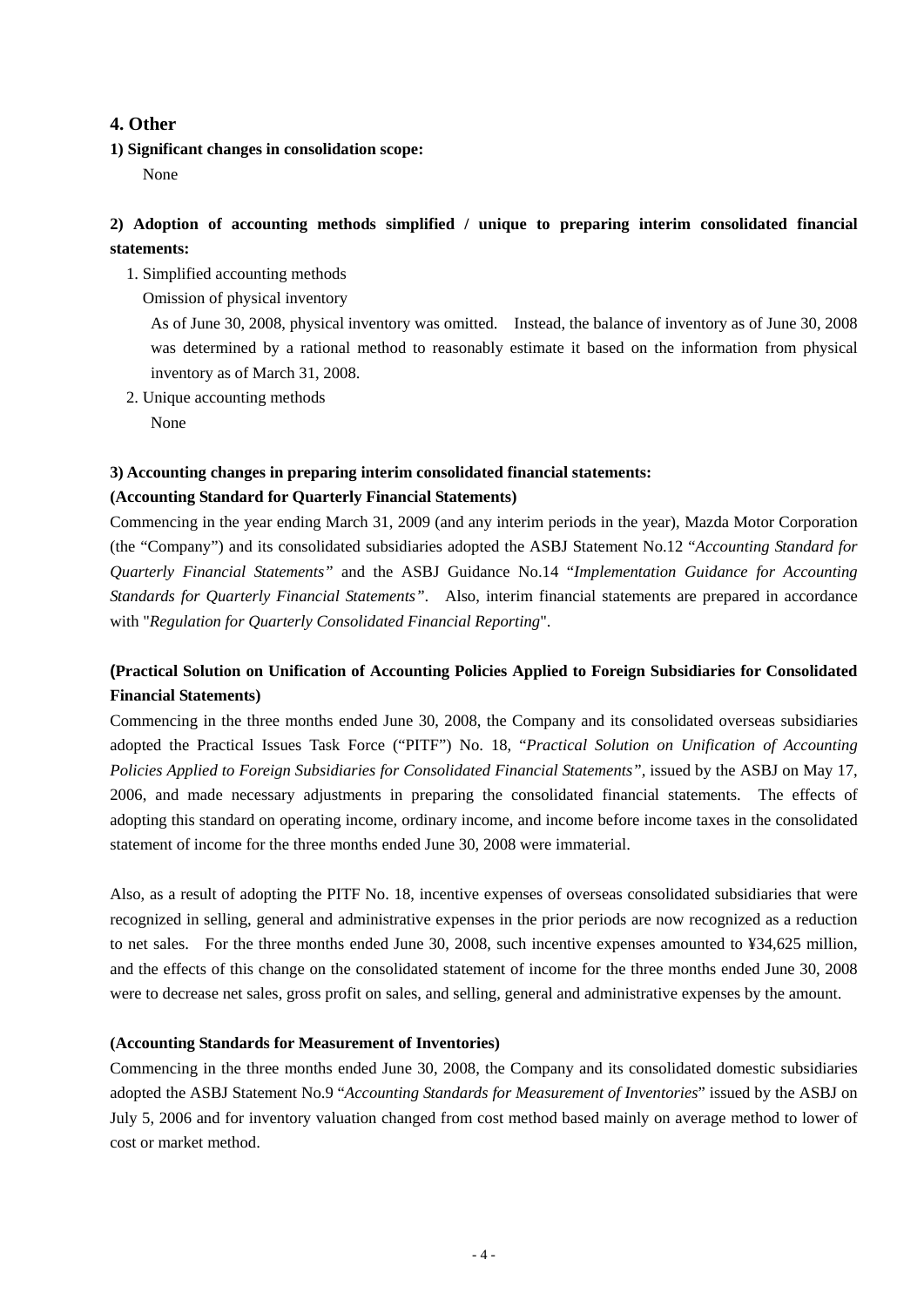## 4. Other

**1) Significant changes in consolidation scope:**

None

**2) Adoption of accounting methods simplified / unique to preparing interim consolidated financial statements:**

1. Simplified accounting methods

   Omission of physical inventory

   As of June 30, 2008, physical inventory was omitted. Instead, the balance of inventory as of June 30, 2008 was determined by a rational method to reasonably estimate it based on the information from physical inventory as of March 31, 2008.

2. Unique accounting methods

   None

**3) Accounting changes in preparing interim consolidated financial statements:**

**(Accounting Standard for Quarterly Financial Statements)**

Commencing in the year ending March 31, 2009 (and any interim periods in the year), Mazda Motor Corporation (the "Company") and its consolidated subsidiaries adopted the ASBJ Statement No.12 "*Accounting Standard for Quarterly Financial Statements"* and the ASBJ Guidance No.14 "*Implementation Guidance for Accounting Standards for Quarterly Financial Statements"*. Also, interim financial statements are prepared in accordance with "*Regulation for Quarterly Consolidated Financial Reporting*".

**(Practical Solution on Unification of Accounting Policies Applied to Foreign Subsidiaries for Consolidated Financial Statements)**

Commencing in the three months ended June 30, 2008, the Company and its consolidated overseas subsidiaries adopted the Practical Issues Task Force ("PITF") No. 18, "*Practical Solution on Unification of Accounting Policies Applied to Foreign Subsidiaries for Consolidated Financial Statements"*, issued by the ASBJ on May 17, 2006, and made necessary adjustments in preparing the consolidated financial statements. The effects of adopting this standard on operating income, ordinary income, and income before income taxes in the consolidated statement of income for the three months ended June 30, 2008 were immaterial.

Also, as a result of adopting the PITF No. 18, incentive expenses of overseas consolidated subsidiaries that were recognized in selling, general and administrative expenses in the prior periods are now recognized as a reduction to net sales. For the three months ended June 30, 2008, such incentive expenses amounted to ¥34,625 million, and the effects of this change on the consolidated statement of income for the three months ended June 30, 2008 were to decrease net sales, gross profit on sales, and selling, general and administrative expenses by the amount.

**(Accounting Standards for Measurement of Inventories)**

Commencing in the three months ended June 30, 2008, the Company and its consolidated domestic subsidiaries adopted the ASBJ Statement No.9 "*Accounting Standards for Measurement of Inventories*" issued by the ASBJ on July 5, 2006 and for inventory valuation changed from cost method based mainly on average method to lower of cost or market method.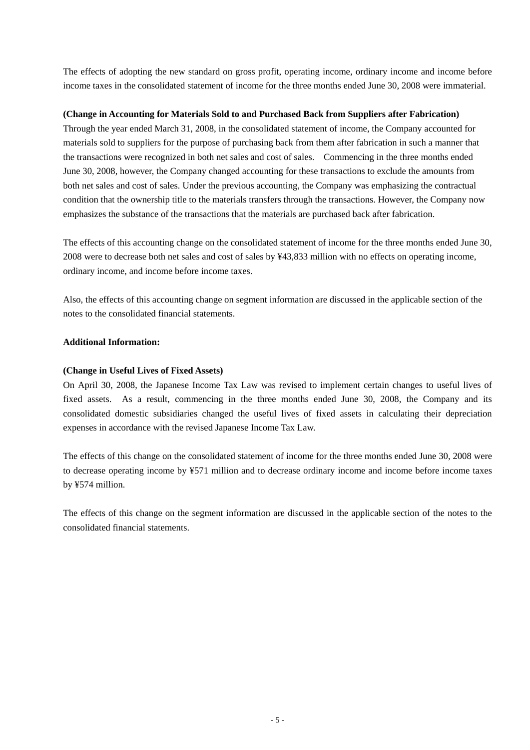The effects of adopting the new standard on gross profit, operating income, ordinary income and income before income taxes in the consolidated statement of income for the three months ended June 30, 2008 were immaterial.

**(Change in Accounting for Materials Sold to and Purchased Back from Suppliers after Fabrication)**

Through the year ended March 31, 2008, in the consolidated statement of income, the Company accounted for materials sold to suppliers for the purpose of purchasing back from them after fabrication in such a manner that the transactions were recognized in both net sales and cost of sales. Commencing in the three months ended June 30, 2008, however, the Company changed accounting for these transactions to exclude the amounts from both net sales and cost of sales. Under the previous accounting, the Company was emphasizing the contractual condition that the ownership title to the materials transfers through the transactions. However, the Company now emphasizes the substance of the transactions that the materials are purchased back after fabrication.

The effects of this accounting change on the consolidated statement of income for the three months ended June 30, 2008 were to decrease both net sales and cost of sales by ¥43,833 million with no effects on operating income, ordinary income, and income before income taxes.

Also, the effects of this accounting change on segment information are discussed in the applicable section of the notes to the consolidated financial statements.

**Additional Information:**

**(Change in Useful Lives of Fixed Assets)**

On April 30, 2008, the Japanese Income Tax Law was revised to implement certain changes to useful lives of fixed assets. As a result, commencing in the three months ended June 30, 2008, the Company and its consolidated domestic subsidiaries changed the useful lives of fixed assets in calculating their depreciation expenses in accordance with the revised Japanese Income Tax Law.

The effects of this change on the consolidated statement of income for the three months ended June 30, 2008 were to decrease operating income by ¥571 million and to decrease ordinary income and income before income taxes by ¥574 million.

The effects of this change on the segment information are discussed in the applicable section of the notes to the consolidated financial statements.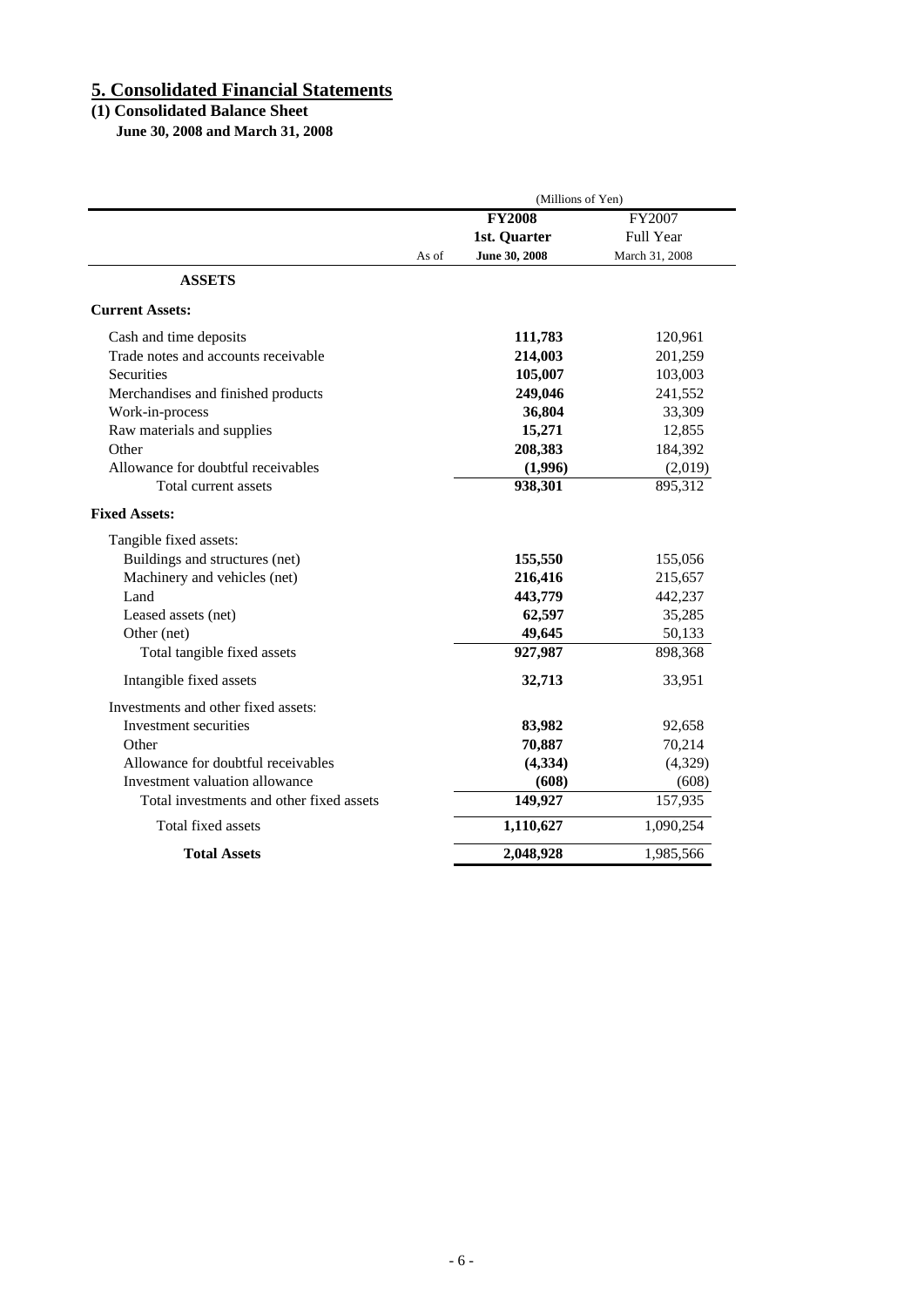## 5. Consolidated Financial Statements

### (1) Consolidated Balance Sheet

**June 30, 2008 and March 31, 2008**

(Millions of Yen)

| | **FY2008** | FY2007 |
|---|---|---|
| | **1st. Quarter** | Full Year |
| As of | **June 30, 2008** | March 31, 2008 |
| **ASSETS** | | |
| **Current Assets:** | | |
| Cash and time deposits | **111,783** | 120,961 |
| Trade notes and accounts receivable | **214,003** | 201,259 |
| Securities | **105,007** | 103,003 |
| Merchandises and finished products | **249,046** | 241,552 |
| Work-in-process | **36,804** | 33,309 |
| Raw materials and supplies | **15,271** | 12,855 |
| Other | **208,383** | 184,392 |
| Allowance for doubtful receivables | **(1,996)** | (2,019) |
| Total current assets | **938,301** | 895,312 |
| **Fixed Assets:** | | |
| Tangible fixed assets: | | |
| Buildings and structures (net) | **155,550** | 155,056 |
| Machinery and vehicles (net) | **216,416** | 215,657 |
| Land | **443,779** | 442,237 |
| Leased assets (net) | **62,597** | 35,285 |
| Other (net) | **49,645** | 50,133 |
| Total tangible fixed assets | **927,987** | 898,368 |
| Intangible fixed assets | **32,713** | 33,951 |
| Investments and other fixed assets: | | |
| Investment securities | **83,982** | 92,658 |
| Other | **70,887** | 70,214 |
| Allowance for doubtful receivables | **(4,334)** | (4,329) |
| Investment valuation allowance | **(608)** | (608) |
| Total investments and other fixed assets | **149,927** | 157,935 |
| Total fixed assets | **1,110,627** | 1,090,254 |
| **Total Assets** | **2,048,928** | 1,985,566 |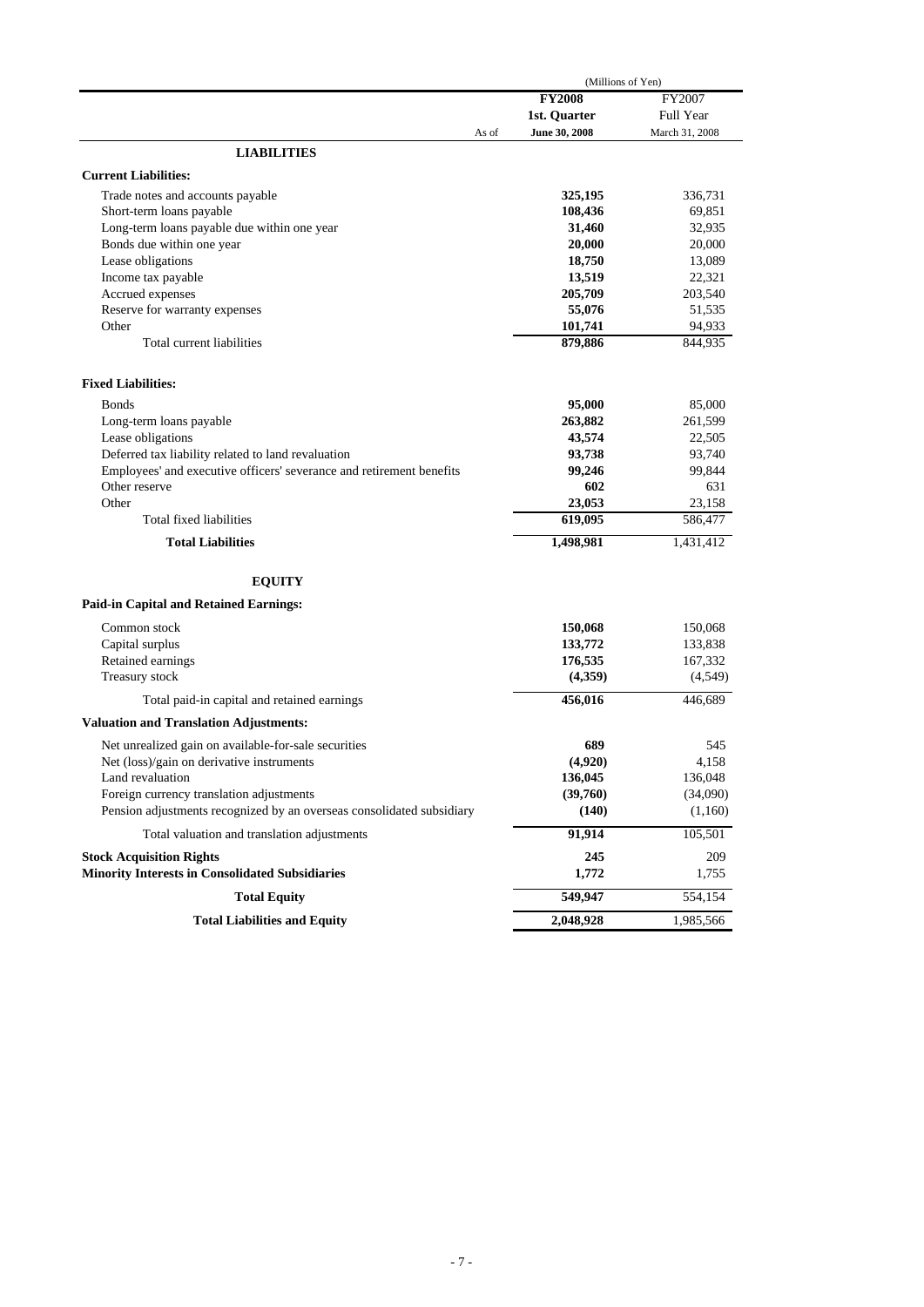(Millions of Yen)

| As of | FY2008 1st. Quarter June 30, 2008 | FY2007 Full Year March 31, 2008 |
|---|---|---|
| **LIABILITIES** | | |
| **Current Liabilities:** | | |
| Trade notes and accounts payable | **325,195** | 336,731 |
| Short-term loans payable | **108,436** | 69,851 |
| Long-term loans payable due within one year | **31,460** | 32,935 |
| Bonds due within one year | **20,000** | 20,000 |
| Lease obligations | **18,750** | 13,089 |
| Income tax payable | **13,519** | 22,321 |
| Accrued expenses | **205,709** | 203,540 |
| Reserve for warranty expenses | **55,076** | 51,535 |
| Other | **101,741** | 94,933 |
| Total current liabilities | **879,886** | 844,935 |
| **Fixed Liabilities:** | | |
| Bonds | **95,000** | 85,000 |
| Long-term loans payable | **263,882** | 261,599 |
| Lease obligations | **43,574** | 22,505 |
| Deferred tax liability related to land revaluation | **93,738** | 93,740 |
| Employees' and executive officers' severance and retirement benefits | **99,246** | 99,844 |
| Other reserve | **602** | 631 |
| Other | **23,053** | 23,158 |
| Total fixed liabilities | **619,095** | 586,477 |
| **Total Liabilities** | **1,498,981** | 1,431,412 |
| **EQUITY** | | |
| **Paid-in Capital and Retained Earnings:** | | |
| Common stock | **150,068** | 150,068 |
| Capital surplus | **133,772** | 133,838 |
| Retained earnings | **176,535** | 167,332 |
| Treasury stock | **(4,359)** | (4,549) |
| Total paid-in capital and retained earnings | **456,016** | 446,689 |
| **Valuation and Translation Adjustments:** | | |
| Net unrealized gain on available-for-sale securities | **689** | 545 |
| Net (loss)/gain on derivative instruments | **(4,920)** | 4,158 |
| Land revaluation | **136,045** | 136,048 |
| Foreign currency translation adjustments | **(39,760)** | (34,090) |
| Pension adjustments recognized by an overseas consolidated subsidiary | **(140)** | (1,160) |
| Total valuation and translation adjustments | **91,914** | 105,501 |
| **Stock Acquisition Rights** | **245** | 209 |
| **Minority Interests in Consolidated Subsidiaries** | **1,772** | 1,755 |
| **Total Equity** | **549,947** | 554,154 |
| **Total Liabilities and Equity** | **2,048,928** | 1,985,566 |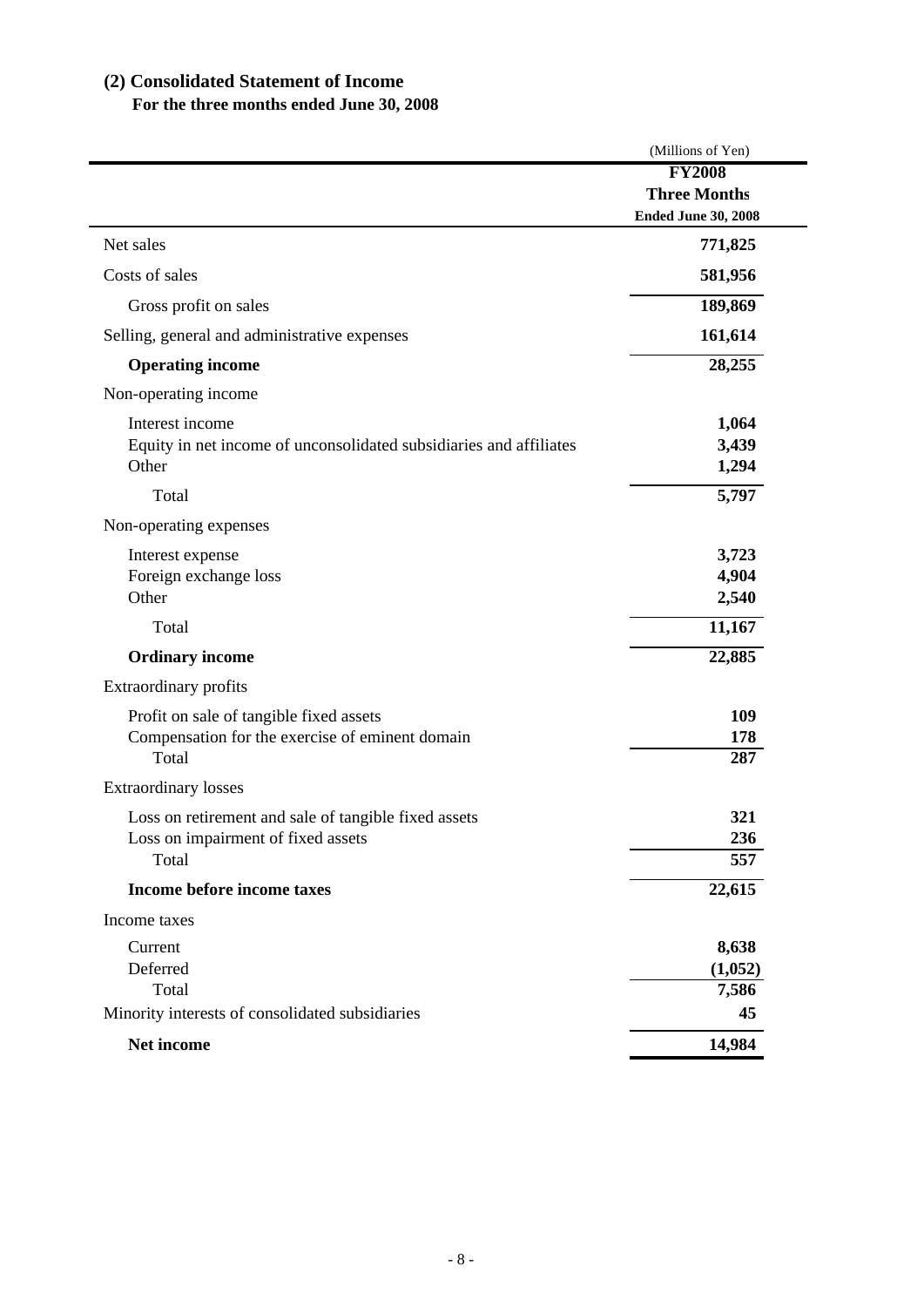## (2) Consolidated Statement of Income

**For the three months ended June 30, 2008**

| | (Millions of Yen) |
|---|---|
| | **FY2008 Three Months Ended June 30, 2008** |
| Net sales | **771,825** |
| Costs of sales | **581,956** |
| Gross profit on sales | **189,869** |
| Selling, general and administrative expenses | **161,614** |
| **Operating income** | **28,255** |
| Non-operating income | |
| Interest income | **1,064** |
| Equity in net income of unconsolidated subsidiaries and affiliates | **3,439** |
| Other | **1,294** |
| Total | **5,797** |
| Non-operating expenses | |
| Interest expense | **3,723** |
| Foreign exchange loss | **4,904** |
| Other | **2,540** |
| Total | **11,167** |
| **Ordinary income** | **22,885** |
| Extraordinary profits | |
| Profit on sale of tangible fixed assets | **109** |
| Compensation for the exercise of eminent domain | **178** |
| Total | **287** |
| Extraordinary losses | |
| Loss on retirement and sale of tangible fixed assets | **321** |
| Loss on impairment of fixed assets | **236** |
| Total | **557** |
| **Income before income taxes** | **22,615** |
| Income taxes | |
| Current | **8,638** |
| Deferred | **(1,052)** |
| Total | **7,586** |
| Minority interests of consolidated subsidiaries | **45** |
| **Net income** | **14,984** |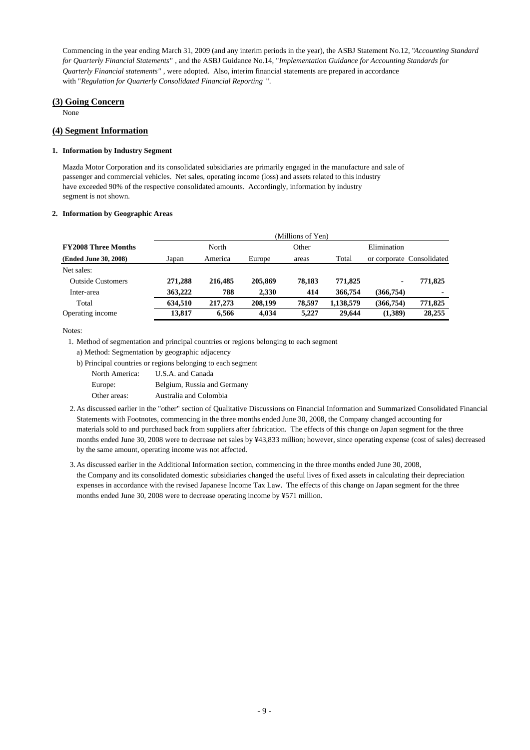Commencing in the year ending March 31, 2009 (and any interim periods in the year), the ASBJ Statement No.12, "*Accounting Standard for Quarterly Financial Statements*" , and the ASBJ Guidance No.14, "*Implementation Guidance for Accounting Standards for Quarterly Financial statements*" , were adopted. Also, interim financial statements are prepared in accordance with "*Regulation for Quarterly Consolidated Financial Reporting* ".

## (3) Going Concern

None

## (4) Segment Information

### 1. Information by Industry Segment

Mazda Motor Corporation and its consolidated subsidiaries are primarily engaged in the manufacture and sale of passenger and commercial vehicles. Net sales, operating income (loss) and assets related to this industry have exceeded 90% of the respective consolidated amounts. Accordingly, information by industry segment is not shown.

### 2. Information by Geographic Areas

| | (Millions of Yen) | | | | | | |
|---|---|---|---|---|---|---|---|
| **FY2008 Three Months** | | North | | Other | | Elimination | |
| **(Ended June 30, 2008)** | Japan | America | Europe | areas | Total | or corporate | Consolidated |
| Net sales: | | | | | | | |
| Outside Customers | **271,288** | **216,485** | **205,869** | **78,183** | **771,825** | **-** | **771,825** |
| Inter-area | **363,222** | **788** | **2,330** | **414** | **366,754** | **(366,754)** | **-** |
| Total | **634,510** | **217,273** | **208,199** | **78,597** | **1,138,579** | **(366,754)** | **771,825** |
| Operating income | **13,817** | **6,566** | **4,034** | **5,227** | **29,644** | **(1,389)** | **28,255** |

Notes:

1. Method of segmentation and principal countries or regions belonging to each segment
   a) Method: Segmentation by geographic adjacency
   b) Principal countries or regions belonging to each segment
      - North America: U.S.A. and Canada
      - Europe: Belgium, Russia and Germany
      - Other areas: Australia and Colombia
2. As discussed earlier in the "other" section of Qualitative Discussions on Financial Information and Summarized Consolidated Financial Statements with Footnotes, commencing in the three months ended June 30, 2008, the Company changed accounting for materials sold to and purchased back from suppliers after fabrication. The effects of this change on Japan segment for the three months ended June 30, 2008 were to decrease net sales by ¥43,833 million; however, since operating expense (cost of sales) decreased by the same amount, operating income was not affected.
3. As discussed earlier in the Additional Information section, commencing in the three months ended June 30, 2008, the Company and its consolidated domestic subsidiaries changed the useful lives of fixed assets in calculating their depreciation expenses in accordance with the revised Japanese Income Tax Law. The effects of this change on Japan segment for the three months ended June 30, 2008 were to decrease operating income by ¥571 million.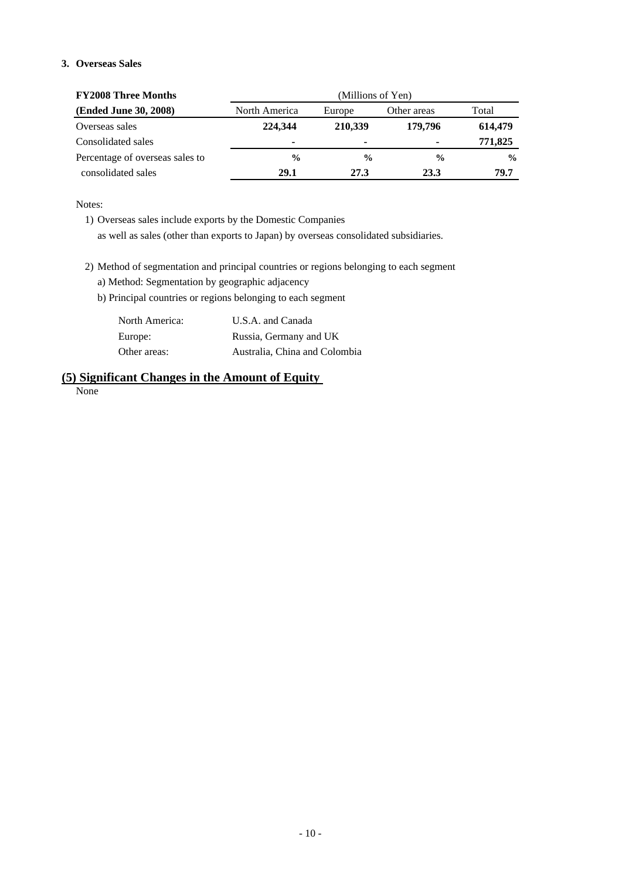### 3. Overseas Sales

| FY2008 Three Months (Ended June 30, 2008) | (Millions of Yen) North America | Europe | Other areas | Total |
|---|---|---|---|---|
| Overseas sales | **224,344** | **210,339** | **179,796** | **614,479** |
| Consolidated sales | - | - | - | **771,825** |
| Percentage of overseas sales to consolidated sales | % **29.1** | % **27.3** | % **23.3** | % **79.7** |

Notes:

1) Overseas sales include exports by the Domestic Companies as well as sales (other than exports to Japan) by overseas consolidated subsidiaries.

2) Method of segmentation and principal countries or regions belonging to each segment
   a) Method: Segmentation by geographic adjacency
   b) Principal countries or regions belonging to each segment

| | |
|---|---|
| North America: | U.S.A. and Canada |
| Europe: | Russia, Germany and UK |
| Other areas: | Australia, China and Colombia |

## (5) Significant Changes in the Amount of Equity

None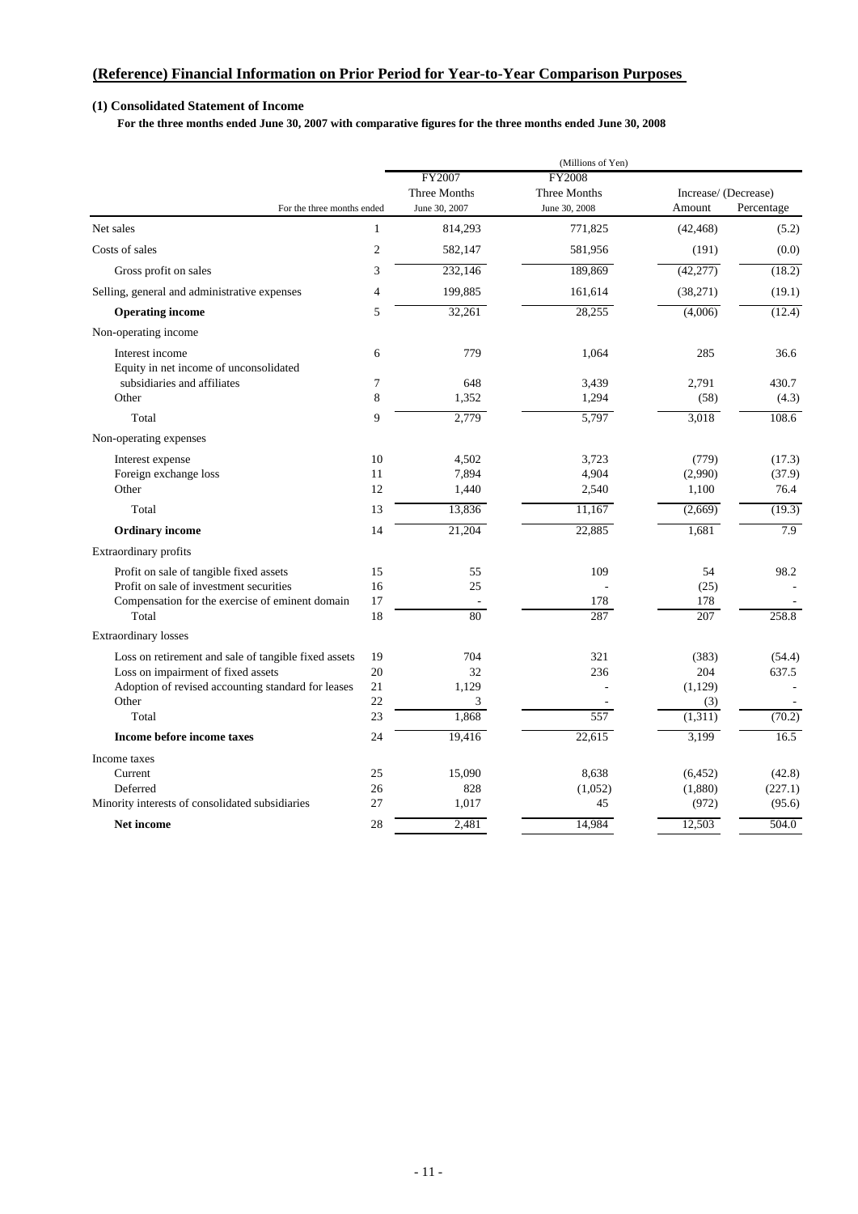## (Reference) Financial Information on Prior Period for Year-to-Year Comparison Purposes

### (1) Consolidated Statement of Income

**For the three months ended June 30, 2007 with comparative figures for the three months ended June 30, 2008**

(Millions of Yen)

| For the three months ended | | FY2007 Three Months June 30, 2007 | FY2008 Three Months June 30, 2008 | Increase/ (Decrease) Amount | Increase/ (Decrease) Percentage |
|---|---|---|---|---|---|
| Net sales | 1 | 814,293 | 771,825 | (42,468) | (5.2) |
| Costs of sales | 2 | 582,147 | 581,956 | (191) | (0.0) |
| Gross profit on sales | 3 | 232,146 | 189,869 | (42,277) | (18.2) |
| Selling, general and administrative expenses | 4 | 199,885 | 161,614 | (38,271) | (19.1) |
| **Operating income** | 5 | 32,261 | 28,255 | (4,006) | (12.4) |
| Non-operating income | | | | | |
| Interest income | 6 | 779 | 1,064 | 285 | 36.6 |
| Equity in net income of unconsolidated subsidiaries and affiliates | 7 | 648 | 3,439 | 2,791 | 430.7 |
| Other | 8 | 1,352 | 1,294 | (58) | (4.3) |
| Total | 9 | 2,779 | 5,797 | 3,018 | 108.6 |
| Non-operating expenses | | | | | |
| Interest expense | 10 | 4,502 | 3,723 | (779) | (17.3) |
| Foreign exchange loss | 11 | 7,894 | 4,904 | (2,990) | (37.9) |
| Other | 12 | 1,440 | 2,540 | 1,100 | 76.4 |
| Total | 13 | 13,836 | 11,167 | (2,669) | (19.3) |
| **Ordinary income** | 14 | 21,204 | 22,885 | 1,681 | 7.9 |
| Extraordinary profits | | | | | |
| Profit on sale of tangible fixed assets | 15 | 55 | 109 | 54 | 98.2 |
| Profit on sale of investment securities | 16 | 25 | - | (25) | - |
| Compensation for the exercise of eminent domain | 17 | - | 178 | 178 | - |
| Total | 18 | 80 | 287 | 207 | 258.8 |
| Extraordinary losses | | | | | |
| Loss on retirement and sale of tangible fixed assets | 19 | 704 | 321 | (383) | (54.4) |
| Loss on impairment of fixed assets | 20 | 32 | 236 | 204 | 637.5 |
| Adoption of revised accounting standard for leases | 21 | 1,129 | - | (1,129) | - |
| Other | 22 | 3 | - | (3) | - |
| Total | 23 | 1,868 | 557 | (1,311) | (70.2) |
| **Income before income taxes** | 24 | 19,416 | 22,615 | 3,199 | 16.5 |
| Income taxes | | | | | |
| Current | 25 | 15,090 | 8,638 | (6,452) | (42.8) |
| Deferred | 26 | 828 | (1,052) | (1,880) | (227.1) |
| Minority interests of consolidated subsidiaries | 27 | 1,017 | 45 | (972) | (95.6) |
| **Net income** | 28 | 2,481 | 14,984 | 12,503 | 504.0 |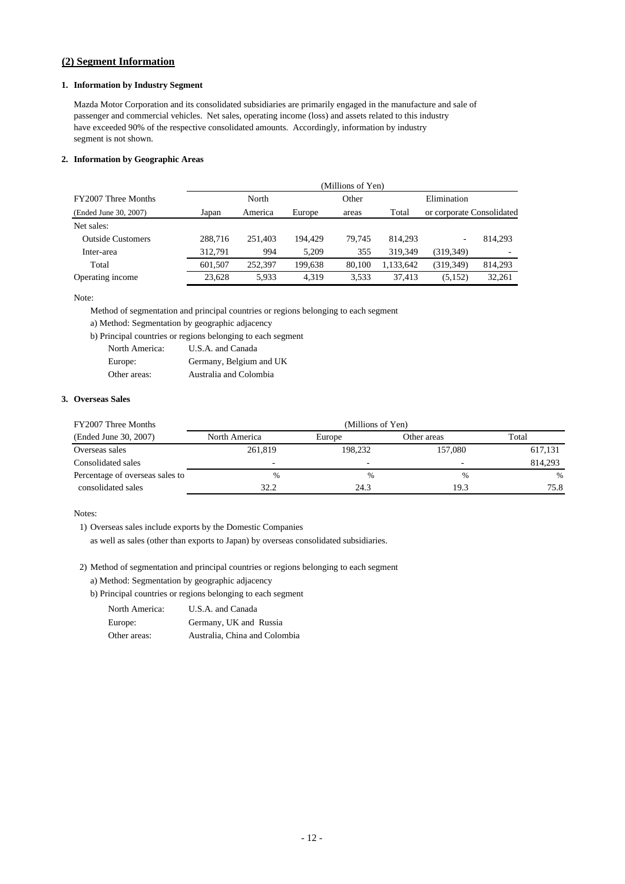## (2) Segment Information

### 1. Information by Industry Segment

Mazda Motor Corporation and its consolidated subsidiaries are primarily engaged in the manufacture and sale of passenger and commercial vehicles. Net sales, operating income (loss) and assets related to this industry have exceeded 90% of the respective consolidated amounts. Accordingly, information by industry segment is not shown.

### 2. Information by Geographic Areas

| FY2007 Three Months (Ended June 30, 2007) | (Millions of Yen) Japan | North America | Europe | Other areas | Total | Elimination or corporate | Consolidated |
|---|---|---|---|---|---|---|---|
| Net sales: | | | | | | | |
| Outside Customers | 288,716 | 251,403 | 194,429 | 79,745 | 814,293 | - | 814,293 |
| Inter-area | 312,791 | 994 | 5,209 | 355 | 319,349 | (319,349) | - |
| Total | 601,507 | 252,397 | 199,638 | 80,100 | 1,133,642 | (319,349) | 814,293 |
| Operating income | 23,628 | 5,933 | 4,319 | 3,533 | 37,413 | (5,152) | 32,261 |

Note:

Method of segmentation and principal countries or regions belonging to each segment

a) Method: Segmentation by geographic adjacency

b) Principal countries or regions belonging to each segment

| | |
|---|---|
| North America: | U.S.A. and Canada |
| Europe: | Germany, Belgium and UK |
| Other areas: | Australia and Colombia |

### 3. Overseas Sales

| FY2007 Three Months (Ended June 30, 2007) | (Millions of Yen) North America | Europe | Other areas | Total |
|---|---|---|---|---|
| Overseas sales | 261,819 | 198,232 | 157,080 | 617,131 |
| Consolidated sales | - | - | - | 814,293 |
| Percentage of overseas sales to consolidated sales | % 32.2 | % 24.3 | % 19.3 | % 75.8 |

Notes:

1) Overseas sales include exports by the Domestic Companies as well as sales (other than exports to Japan) by overseas consolidated subsidiaries.

2) Method of segmentation and principal countries or regions belonging to each segment

a) Method: Segmentation by geographic adjacency

b) Principal countries or regions belonging to each segment

| | |
|---|---|
| North America: | U.S.A. and Canada |
| Europe: | Germany, UK and Russia |
| Other areas: | Australia, China and Colombia |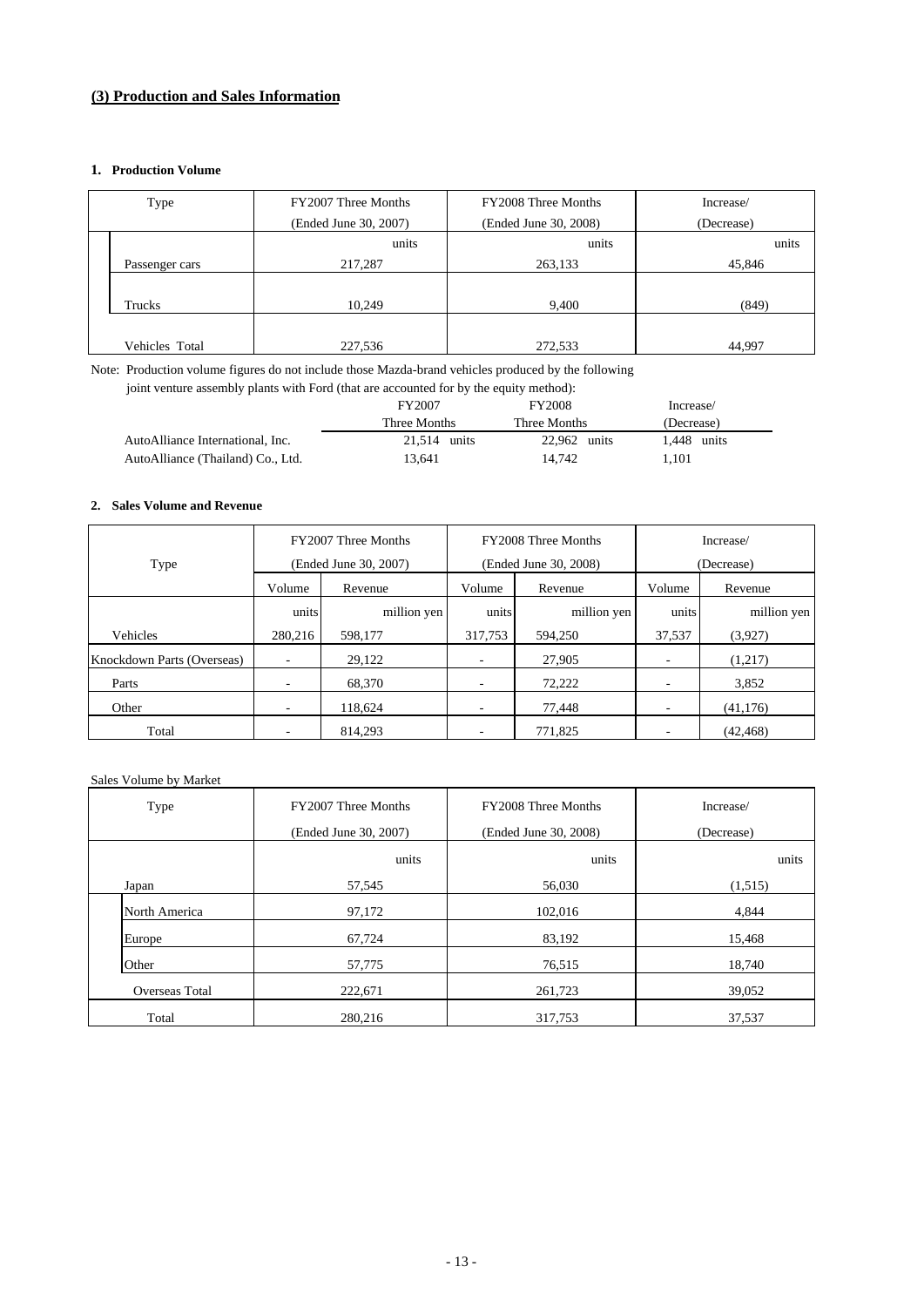## (3) Production and Sales Information

### 1. Production Volume

| Type | FY2007 Three Months (Ended June 30, 2007) | FY2008 Three Months (Ended June 30, 2008) | Increase/ (Decrease) |
|---|---|---|---|
| | units | units | units |
| Passenger cars | 217,287 | 263,133 | 45,846 |
| Trucks | 10,249 | 9,400 | (849) |
| Vehicles Total | 227,536 | 272,533 | 44,997 |

Note: Production volume figures do not include those Mazda-brand vehicles produced by the following joint venture assembly plants with Ford (that are accounted for by the equity method):

| | FY2007 Three Months | FY2008 Three Months | Increase/ (Decrease) |
|---|---|---|---|
| AutoAlliance International, Inc. | 21,514 units | 22,962 units | 1,448 units |
| AutoAlliance (Thailand) Co., Ltd. | 13,641 | 14,742 | 1,101 |

### 2. Sales Volume and Revenue

| Type | FY2007 Three Months (Ended June 30, 2007) | | FY2008 Three Months (Ended June 30, 2008) | | Increase/ (Decrease) | |
|---|---|---|---|---|---|---|
| | Volume | Revenue | Volume | Revenue | Volume | Revenue |
| | units | million yen | units | million yen | units | million yen |
| Vehicles | 280,216 | 598,177 | 317,753 | 594,250 | 37,537 | (3,927) |
| Knockdown Parts (Overseas) | - | 29,122 | - | 27,905 | - | (1,217) |
| Parts | - | 68,370 | - | 72,222 | - | 3,852 |
| Other | - | 118,624 | - | 77,448 | - | (41,176) |
| Total | - | 814,293 | - | 771,825 | - | (42,468) |

Sales Volume by Market

| Type | FY2007 Three Months (Ended June 30, 2007) | FY2008 Three Months (Ended June 30, 2008) | Increase/ (Decrease) |
|---|---|---|---|
| | units | units | units |
| Japan | 57,545 | 56,030 | (1,515) |
| North America | 97,172 | 102,016 | 4,844 |
| Europe | 67,724 | 83,192 | 15,468 |
| Other | 57,775 | 76,515 | 18,740 |
| Overseas Total | 222,671 | 261,723 | 39,052 |
| Total | 280,216 | 317,753 | 37,537 |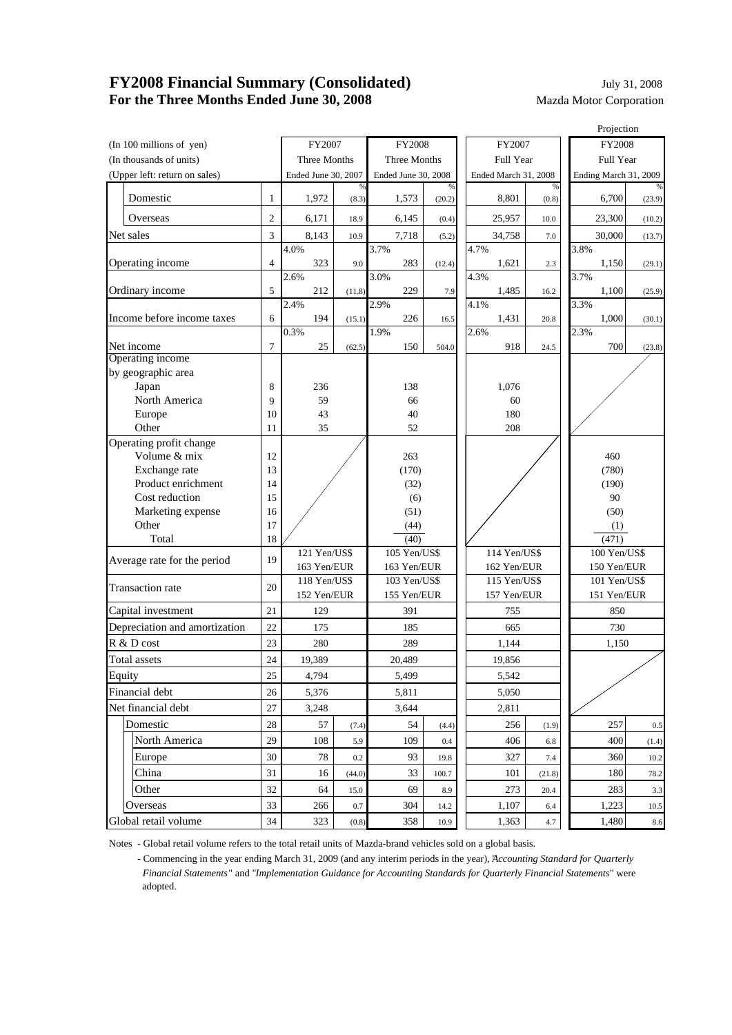# FY2008 Financial Summary (Consolidated)
## For the Three Months Ended June 30, 2008

July 31, 2008
Mazda Motor Corporation

| (In 100 millions of yen) (In thousands of units) (Upper left: return on sales) | | FY2007 Three Months Ended June 30, 2007 | % | FY2008 Three Months Ended June 30, 2008 | % | FY2007 Full Year Ended March 31, 2008 | % | Projection FY2008 Full Year Ending March 31, 2009 | % |
|---|---|---|---|---|---|---|---|---|---|
| Domestic | 1 | 1,972 | (8.3) | 1,573 | (20.2) | 8,801 | (0.8) | 6,700 | (23.9) |
| Overseas | 2 | 6,171 | 18.9 | 6,145 | (0.4) | 25,957 | 10.0 | 23,300 | (10.2) |
| Net sales | 3 | 8,143 | 10.9 | 7,718 | (5.2) | 34,758 | 7.0 | 30,000 | (13.7) |
| Operating income | 4 | 4.0% 323 | 9.0 | 3.7% 283 | (12.4) | 4.7% 1,621 | 2.3 | 3.8% 1,150 | (29.1) |
| Ordinary income | 5 | 2.6% 212 | (11.8) | 3.0% 229 | 7.9 | 4.3% 1,485 | 16.2 | 3.7% 1,100 | (25.9) |
| Income before income taxes | 6 | 2.4% 194 | (15.1) | 2.9% 226 | 16.5 | 4.1% 1,431 | 20.8 | 3.3% 1,000 | (30.1) |
| Net income | 7 | 0.3% 25 | (62.5) | 1.9% 150 | 504.0 | 2.6% 918 | 24.5 | 2.3% 700 | (23.8) |
| Operating income by geographic area | | | | | | | | | |
| Japan | 8 | 236 | | 138 | | 1,076 | | | |
| North America | 9 | 59 | | 66 | | 60 | | | |
| Europe | 10 | 43 | | 40 | | 180 | | | |
| Other | 11 | 35 | | 52 | | 208 | | | |
| Operating profit change | | | | | | | | | |
| Volume & mix | 12 | | | 263 | | | | 460 | |
| Exchange rate | 13 | | | (170) | | | | (780) | |
| Product enrichment | 14 | | | (32) | | | | (190) | |
| Cost reduction | 15 | | | (6) | | | | 90 | |
| Marketing expense | 16 | | | (51) | | | | (50) | |
| Other | 17 | | | (44) | | | | (1) | |
| Total | 18 | | | (40) | | | | (471) | |
| Average rate for the period | 19 | 121 Yen/US$ 163 Yen/EUR | | 105 Yen/US$ 163 Yen/EUR | | 114 Yen/US$ 162 Yen/EUR | | 100 Yen/US$ 150 Yen/EUR | |
| Transaction rate | 20 | 118 Yen/US$ 152 Yen/EUR | | 103 Yen/US$ 155 Yen/EUR | | 115 Yen/US$ 157 Yen/EUR | | 101 Yen/US$ 151 Yen/EUR | |
| Capital investment | 21 | 129 | | 391 | | 755 | | 850 | |
| Depreciation and amortization | 22 | 175 | | 185 | | 665 | | 730 | |
| R & D cost | 23 | 280 | | 289 | | 1,144 | | 1,150 | |
| Total assets | 24 | 19,389 | | 20,489 | | 19,856 | | | |
| Equity | 25 | 4,794 | | 5,499 | | 5,542 | | | |
| Financial debt | 26 | 5,376 | | 5,811 | | 5,050 | | | |
| Net financial debt | 27 | 3,248 | | 3,644 | | 2,811 | | | |
| Domestic | 28 | 57 | (7.4) | 54 | (4.4) | 256 | (1.9) | 257 | 0.5 |
| North America | 29 | 108 | 5.9 | 109 | 0.4 | 406 | 6.8 | 400 | (1.4) |
| Europe | 30 | 78 | 0.2 | 93 | 19.8 | 327 | 7.4 | 360 | 10.2 |
| China | 31 | 16 | (44.0) | 33 | 100.7 | 101 | (21.8) | 180 | 78.2 |
| Other | 32 | 64 | 15.0 | 69 | 8.9 | 273 | 20.4 | 283 | 3.3 |
| Overseas | 33 | 266 | 0.7 | 304 | 14.2 | 1,107 | 6.4 | 1,223 | 10.5 |
| Global retail volume | 34 | 323 | (0.8) | 358 | 10.9 | 1,363 | 4.7 | 1,480 | 8.6 |

Notes - Global retail volume refers to the total retail units of Mazda-brand vehicles sold on a global basis.

- Commencing in the year ending March 31, 2009 (and any interim periods in the year), "*Accounting Standard for Quarterly Financial Statements*" and "*Implementation Guidance for Accounting Standards for Quarterly Financial Statements*" were adopted.